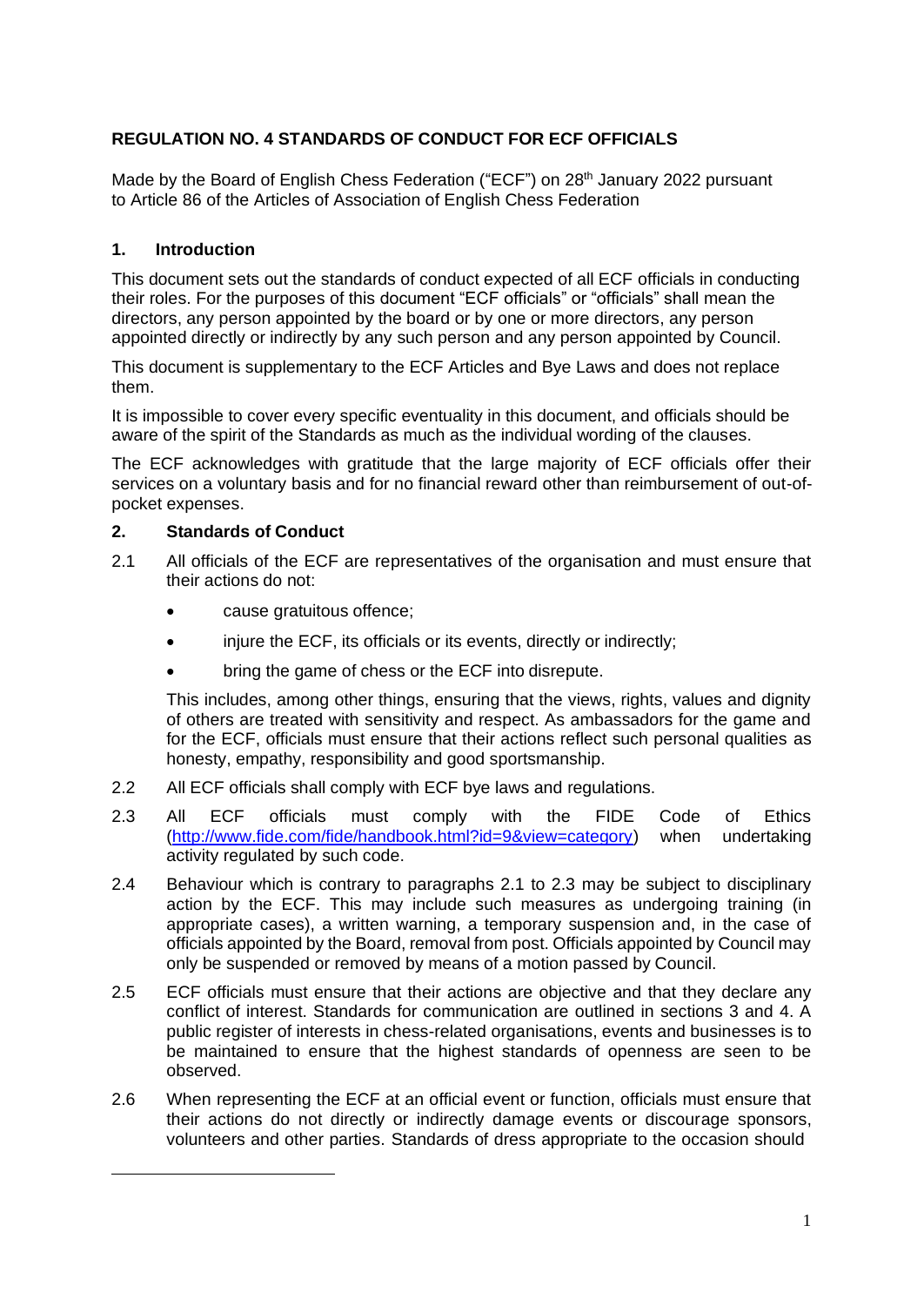## REGULATION NO. 4 STANDARDS OF CONDUCT FOR ECF OFFICIALS

Made by the Board of English Chess Federation ("ECF") on 28th January 2022 pursuant to Article 86 of the Articles of Association of English Chess Federation

### 1. Introduction

This document sets out the standards of conduct expected of all ECF officials in conducting their roles. For the purposes of this document "ECF officials" or "officials" shall mean the directors, any person appointed by the board or by one or more directors, any person appointed directly or indirectly by any such person and any person appointed by Council.

This document is supplementary to the ECF Articles and Bye Laws and does not replace them.

It is impossible to cover every specific eventuality in this document, and officials should be aware of the spirit of the Standards as much as the individual wording of the clauses.

The ECF acknowledges with gratitude that the large majority of ECF officials offer their services on a voluntary basis and for no financial reward other than reimbursement of out-of-pocket expenses.

### 2. Standards of Conduct

2.1 All officials of the ECF are representatives of the organisation and must ensure that their actions do not:

- cause gratuitous offence;
- injure the ECF, its officials or its events, directly or indirectly;
- bring the game of chess or the ECF into disrepute.

This includes, among other things, ensuring that the views, rights, values and dignity of others are treated with sensitivity and respect. As ambassadors for the game and for the ECF, officials must ensure that their actions reflect such personal qualities as honesty, empathy, responsibility and good sportsmanship.

2.2 All ECF officials shall comply with ECF bye laws and regulations.

2.3 All ECF officials must comply with the FIDE Code of Ethics (http://www.fide.com/fide/handbook.html?id=9&view=category) when undertaking activity regulated by such code.

2.4 Behaviour which is contrary to paragraphs 2.1 to 2.3 may be subject to disciplinary action by the ECF. This may include such measures as undergoing training (in appropriate cases), a written warning, a temporary suspension and, in the case of officials appointed by the Board, removal from post. Officials appointed by Council may only be suspended or removed by means of a motion passed by Council.

2.5 ECF officials must ensure that their actions are objective and that they declare any conflict of interest. Standards for communication are outlined in sections 3 and 4. A public register of interests in chess-related organisations, events and businesses is to be maintained to ensure that the highest standards of openness are seen to be observed.

2.6 When representing the ECF at an official event or function, officials must ensure that their actions do not directly or indirectly damage events or discourage sponsors, volunteers and other parties. Standards of dress appropriate to the occasion should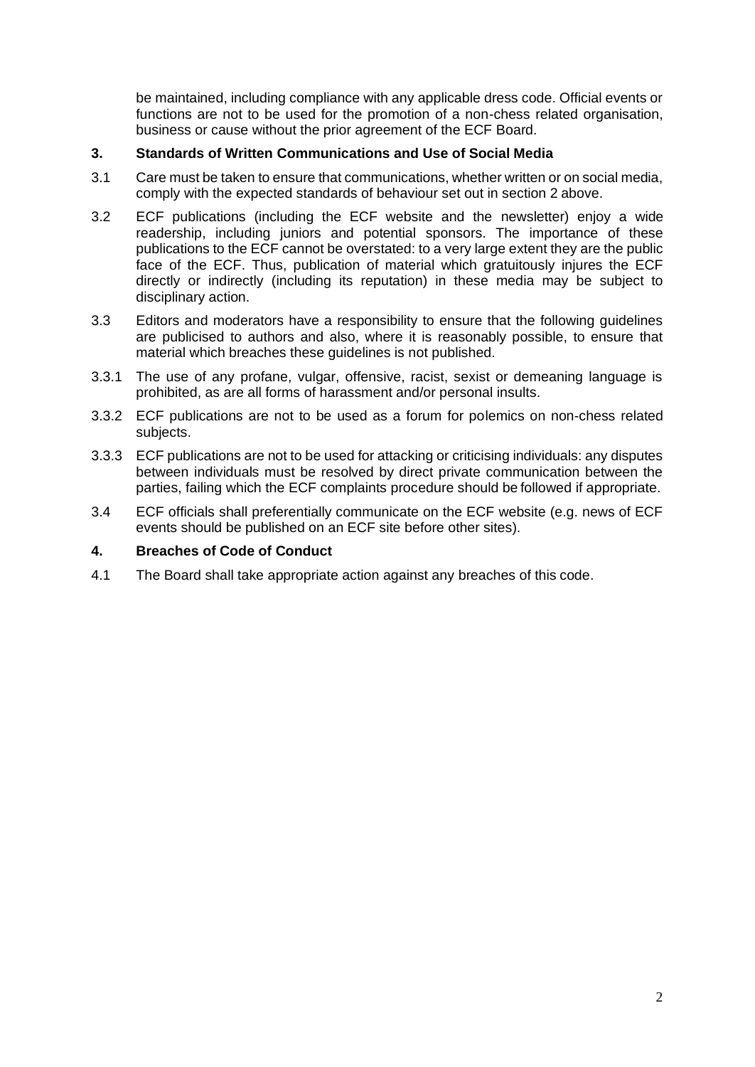be maintained, including compliance with any applicable dress code. Official events or functions are not to be used for the promotion of a non-chess related organisation, business or cause without the prior agreement of the ECF Board.

## 3. Standards of Written Communications and Use of Social Media

3.1 Care must be taken to ensure that communications, whether written or on social media, comply with the expected standards of behaviour set out in section 2 above.

3.2 ECF publications (including the ECF website and the newsletter) enjoy a wide readership, including juniors and potential sponsors. The importance of these publications to the ECF cannot be overstated: to a very large extent they are the public face of the ECF. Thus, publication of material which gratuitously injures the ECF directly or indirectly (including its reputation) in these media may be subject to disciplinary action.

3.3 Editors and moderators have a responsibility to ensure that the following guidelines are publicised to authors and also, where it is reasonably possible, to ensure that material which breaches these guidelines is not published.

3.3.1 The use of any profane, vulgar, offensive, racist, sexist or demeaning language is prohibited, as are all forms of harassment and/or personal insults.

3.3.2 ECF publications are not to be used as a forum for polemics on non-chess related subjects.

3.3.3 ECF publications are not to be used for attacking or criticising individuals: any disputes between individuals must be resolved by direct private communication between the parties, failing which the ECF complaints procedure should be followed if appropriate.

3.4 ECF officials shall preferentially communicate on the ECF website (e.g. news of ECF events should be published on an ECF site before other sites).

## 4. Breaches of Code of Conduct

4.1 The Board shall take appropriate action against any breaches of this code.